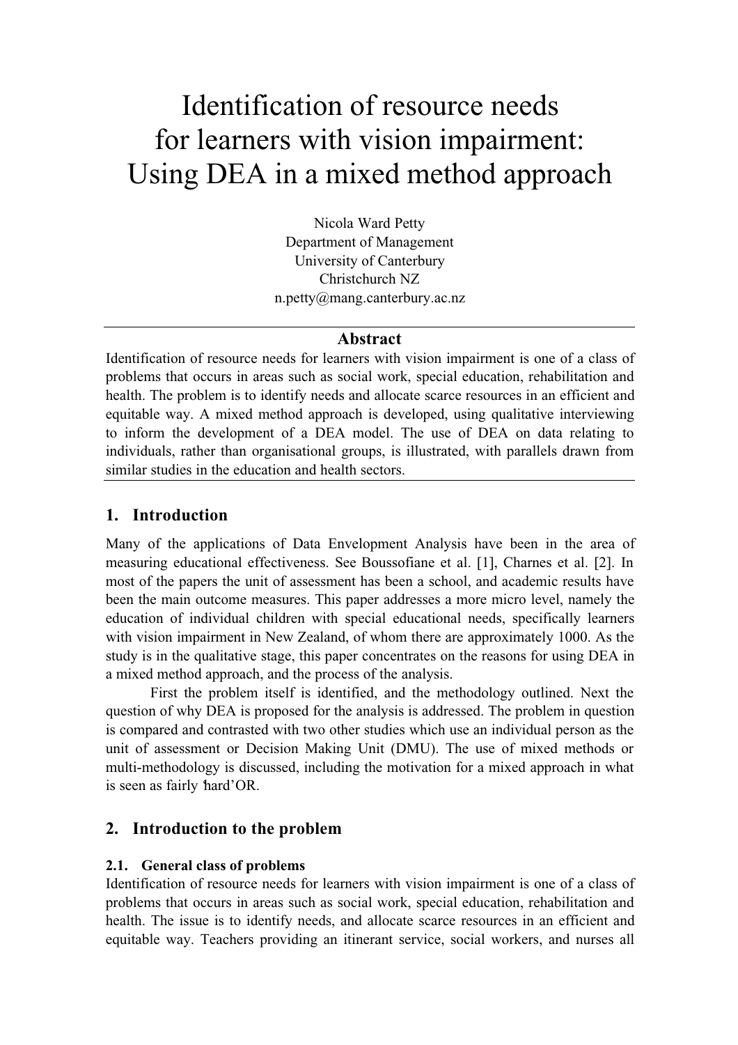# Identification of resource needs for learners with vision impairment: Using DEA in a mixed method approach

Nicola Ward Petty
Department of Management
University of Canterbury
Christchurch NZ
n.petty@mang.canterbury.ac.nz

## Abstract

Identification of resource needs for learners with vision impairment is one of a class of problems that occurs in areas such as social work, special education, rehabilitation and health. The problem is to identify needs and allocate scarce resources in an efficient and equitable way. A mixed method approach is developed, using qualitative interviewing to inform the development of a DEA model. The use of DEA on data relating to individuals, rather than organisational groups, is illustrated, with parallels drawn from similar studies in the education and health sectors.

## 1. Introduction

Many of the applications of Data Envelopment Analysis have been in the area of measuring educational effectiveness. See Boussofiane et al. [1], Charnes et al. [2]. In most of the papers the unit of assessment has been a school, and academic results have been the main outcome measures. This paper addresses a more micro level, namely the education of individual children with special educational needs, specifically learners with vision impairment in New Zealand, of whom there are approximately 1000. As the study is in the qualitative stage, this paper concentrates on the reasons for using DEA in a mixed method approach, and the process of the analysis.

First the problem itself is identified, and the methodology outlined. Next the question of why DEA is proposed for the analysis is addressed. The problem in question is compared and contrasted with two other studies which use an individual person as the unit of assessment or Decision Making Unit (DMU). The use of mixed methods or multi-methodology is discussed, including the motivation for a mixed approach in what is seen as fairly 'hard' OR.

## 2. Introduction to the problem

### 2.1. General class of problems

Identification of resource needs for learners with vision impairment is one of a class of problems that occurs in areas such as social work, special education, rehabilitation and health. The issue is to identify needs, and allocate scarce resources in an efficient and equitable way. Teachers providing an itinerant service, social workers, and nurses all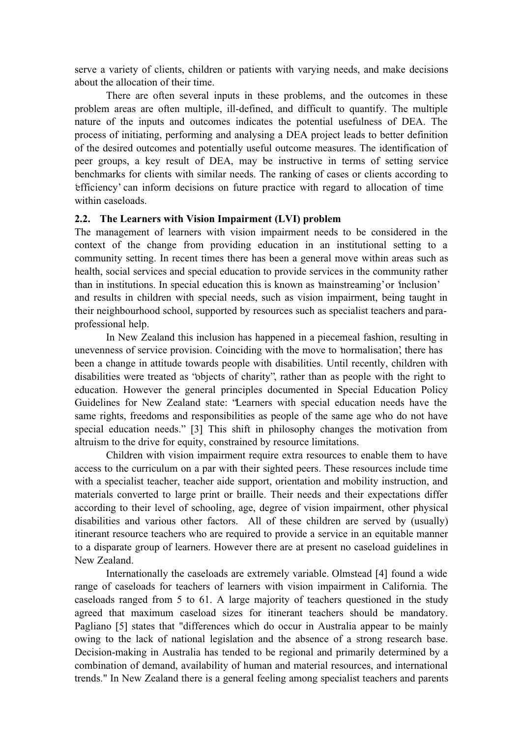serve a variety of clients, children or patients with varying needs, and make decisions about the allocation of their time.

There are often several inputs in these problems, and the outcomes in these problem areas are often multiple, ill-defined, and difficult to quantify. The multiple nature of the inputs and outcomes indicates the potential usefulness of DEA. The process of initiating, performing and analysing a DEA project leads to better definition of the desired outcomes and potentially useful outcome measures. The identification of peer groups, a key result of DEA, may be instructive in terms of setting service benchmarks for clients with similar needs. The ranking of cases or clients according to 'efficiency' can inform decisions on future practice with regard to allocation of time within caseloads.

### 2.2. The Learners with Vision Impairment (LVI) problem

The management of learners with vision impairment needs to be considered in the context of the change from providing education in an institutional setting to a community setting. In recent times there has been a general move within areas such as health, social services and special education to provide services in the community rather than in institutions. In special education this is known as 'mainstreaming' or 'inclusion' and results in children with special needs, such as vision impairment, being taught in their neighbourhood school, supported by resources such as specialist teachers and para-professional help.

In New Zealand this inclusion has happened in a piecemeal fashion, resulting in unevenness of service provision. Coinciding with the move to 'normalisation', there has been a change in attitude towards people with disabilities. Until recently, children with disabilities were treated as "objects of charity", rather than as people with the right to education. However the general principles documented in Special Education Policy Guidelines for New Zealand state: "Learners with special education needs have the same rights, freedoms and responsibilities as people of the same age who do not have special education needs." [3] This shift in philosophy changes the motivation from altruism to the drive for equity, constrained by resource limitations.

Children with vision impairment require extra resources to enable them to have access to the curriculum on a par with their sighted peers. These resources include time with a specialist teacher, teacher aide support, orientation and mobility instruction, and materials converted to large print or braille. Their needs and their expectations differ according to their level of schooling, age, degree of vision impairment, other physical disabilities and various other factors. All of these children are served by (usually) itinerant resource teachers who are required to provide a service in an equitable manner to a disparate group of learners. However there are at present no caseload guidelines in New Zealand.

Internationally the caseloads are extremely variable. Olmstead [4] found a wide range of caseloads for teachers of learners with vision impairment in California. The caseloads ranged from 5 to 61. A large majority of teachers questioned in the study agreed that maximum caseload sizes for itinerant teachers should be mandatory. Pagliano [5] states that "differences which do occur in Australia appear to be mainly owing to the lack of national legislation and the absence of a strong research base. Decision-making in Australia has tended to be regional and primarily determined by a combination of demand, availability of human and material resources, and international trends." In New Zealand there is a general feeling among specialist teachers and parents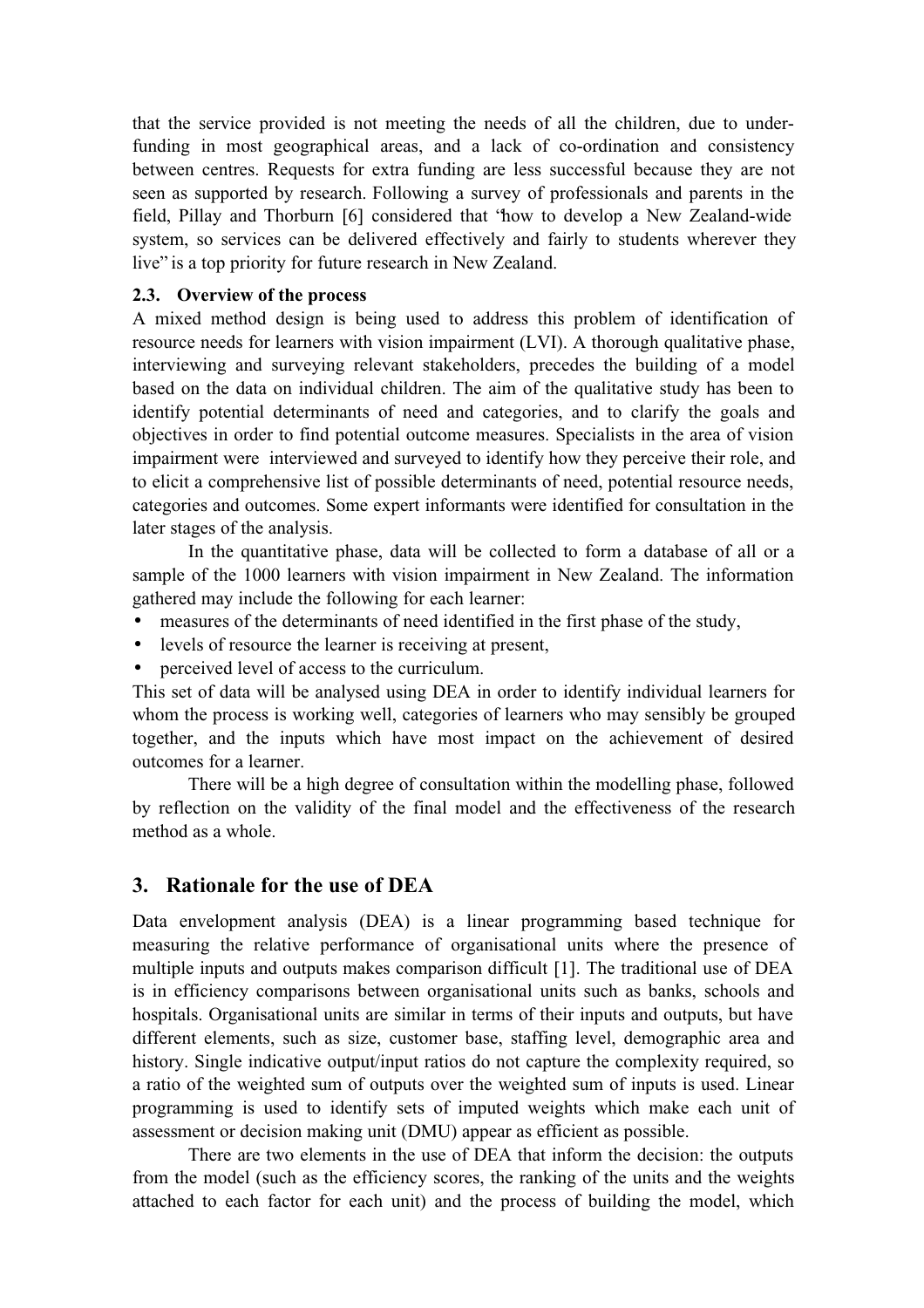that the service provided is not meeting the needs of all the children, due to under-funding in most geographical areas, and a lack of co-ordination and consistency between centres. Requests for extra funding are less successful because they are not seen as supported by research. Following a survey of professionals and parents in the field, Pillay and Thorburn [6] considered that "how to develop a New Zealand-wide system, so services can be delivered effectively and fairly to students wherever they live" is a top priority for future research in New Zealand.

### 2.3. Overview of the process

A mixed method design is being used to address this problem of identification of resource needs for learners with vision impairment (LVI). A thorough qualitative phase, interviewing and surveying relevant stakeholders, precedes the building of a model based on the data on individual children. The aim of the qualitative study has been to identify potential determinants of need and categories, and to clarify the goals and objectives in order to find potential outcome measures. Specialists in the area of vision impairment were interviewed and surveyed to identify how they perceive their role, and to elicit a comprehensive list of possible determinants of need, potential resource needs, categories and outcomes. Some expert informants were identified for consultation in the later stages of the analysis.

In the quantitative phase, data will be collected to form a database of all or a sample of the 1000 learners with vision impairment in New Zealand. The information gathered may include the following for each learner:

- measures of the determinants of need identified in the first phase of the study,
- levels of resource the learner is receiving at present,
- perceived level of access to the curriculum.

This set of data will be analysed using DEA in order to identify individual learners for whom the process is working well, categories of learners who may sensibly be grouped together, and the inputs which have most impact on the achievement of desired outcomes for a learner.

There will be a high degree of consultation within the modelling phase, followed by reflection on the validity of the final model and the effectiveness of the research method as a whole.

## 3. Rationale for the use of DEA

Data envelopment analysis (DEA) is a linear programming based technique for measuring the relative performance of organisational units where the presence of multiple inputs and outputs makes comparison difficult [1]. The traditional use of DEA is in efficiency comparisons between organisational units such as banks, schools and hospitals. Organisational units are similar in terms of their inputs and outputs, but have different elements, such as size, customer base, staffing level, demographic area and history. Single indicative output/input ratios do not capture the complexity required, so a ratio of the weighted sum of outputs over the weighted sum of inputs is used. Linear programming is used to identify sets of imputed weights which make each unit of assessment or decision making unit (DMU) appear as efficient as possible.

There are two elements in the use of DEA that inform the decision: the outputs from the model (such as the efficiency scores, the ranking of the units and the weights attached to each factor for each unit) and the process of building the model, which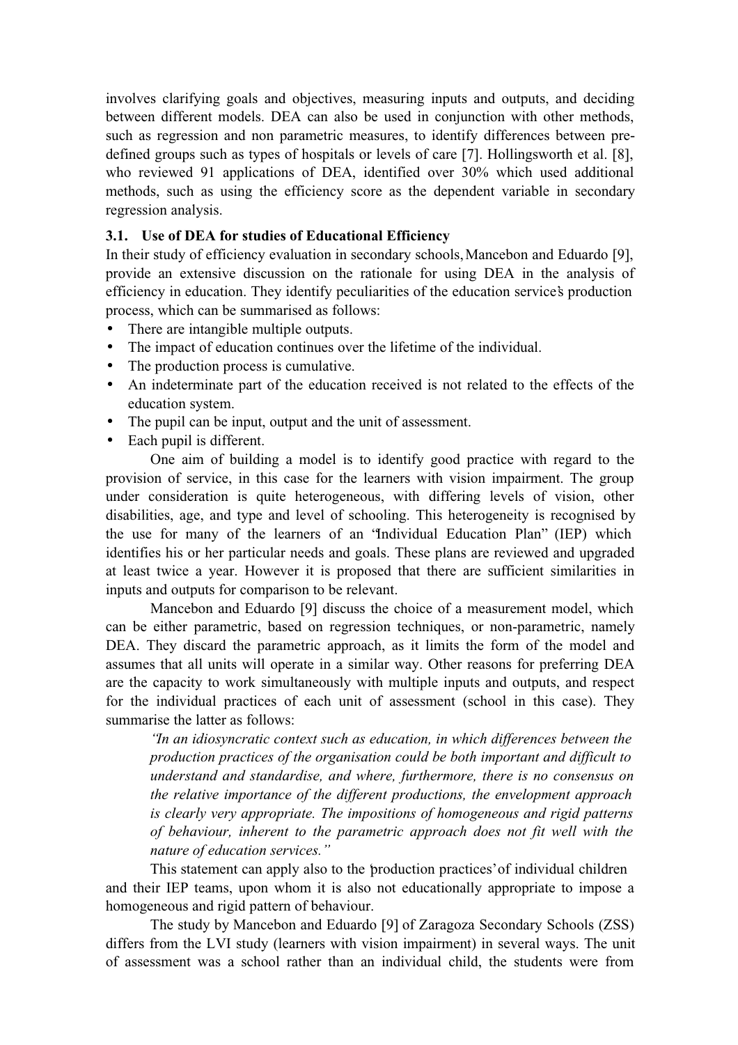involves clarifying goals and objectives, measuring inputs and outputs, and deciding between different models. DEA can also be used in conjunction with other methods, such as regression and non parametric measures, to identify differences between pre-defined groups such as types of hospitals or levels of care [7]. Hollingsworth et al. [8], who reviewed 91 applications of DEA, identified over 30% which used additional methods, such as using the efficiency score as the dependent variable in secondary regression analysis.

### 3.1. Use of DEA for studies of Educational Efficiency

In their study of efficiency evaluation in secondary schools, Mancebon and Eduardo [9], provide an extensive discussion on the rationale for using DEA in the analysis of efficiency in education. They identify peculiarities of the education service's production process, which can be summarised as follows:

- There are intangible multiple outputs.
- The impact of education continues over the lifetime of the individual.
- The production process is cumulative.
- An indeterminate part of the education received is not related to the effects of the education system.
- The pupil can be input, output and the unit of assessment.
- Each pupil is different.

One aim of building a model is to identify good practice with regard to the provision of service, in this case for the learners with vision impairment. The group under consideration is quite heterogeneous, with differing levels of vision, other disabilities, age, and type and level of schooling. This heterogeneity is recognised by the use for many of the learners of an "Individual Education Plan" (IEP) which identifies his or her particular needs and goals. These plans are reviewed and upgraded at least twice a year. However it is proposed that there are sufficient similarities in inputs and outputs for comparison to be relevant.

Mancebon and Eduardo [9] discuss the choice of a measurement model, which can be either parametric, based on regression techniques, or non-parametric, namely DEA. They discard the parametric approach, as it limits the form of the model and assumes that all units will operate in a similar way. Other reasons for preferring DEA are the capacity to work simultaneously with multiple inputs and outputs, and respect for the individual practices of each unit of assessment (school in this case). They summarise the latter as follows:

> *"In an idiosyncratic context such as education, in which differences between the production practices of the organisation could be both important and difficult to understand and standardise, and where, furthermore, there is no consensus on the relative importance of the different productions, the envelopment approach is clearly very appropriate. The impositions of homogeneous and rigid patterns of behaviour, inherent to the parametric approach does not fit well with the nature of education services."*

This statement can apply also to the 'production practices' of individual children and their IEP teams, upon whom it is also not educationally appropriate to impose a homogeneous and rigid pattern of behaviour.

The study by Mancebon and Eduardo [9] of Zaragoza Secondary Schools (ZSS) differs from the LVI study (learners with vision impairment) in several ways. The unit of assessment was a school rather than an individual child, the students were from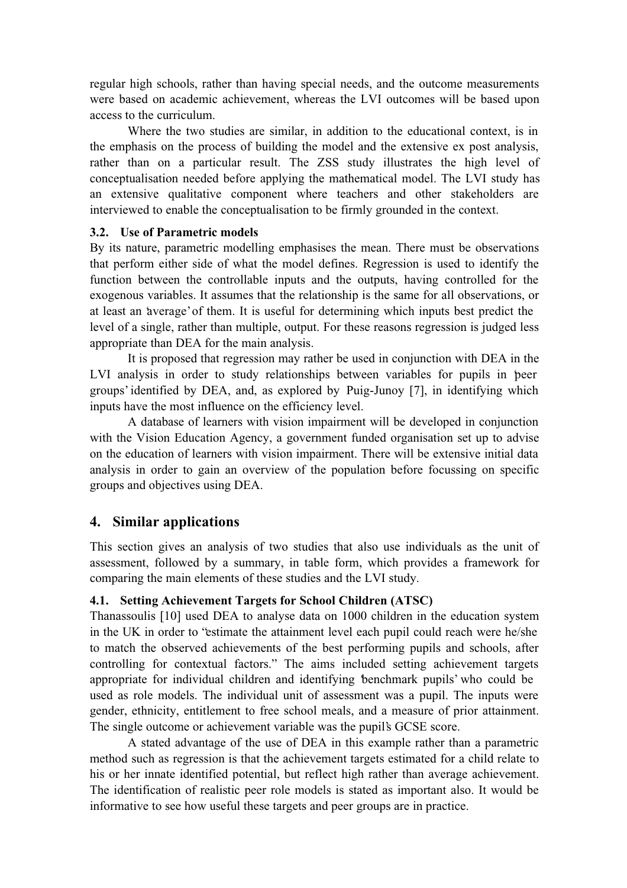regular high schools, rather than having special needs, and the outcome measurements were based on academic achievement, whereas the LVI outcomes will be based upon access to the curriculum.

Where the two studies are similar, in addition to the educational context, is in the emphasis on the process of building the model and the extensive ex post analysis, rather than on a particular result. The ZSS study illustrates the high level of conceptualisation needed before applying the mathematical model. The LVI study has an extensive qualitative component where teachers and other stakeholders are interviewed to enable the conceptualisation to be firmly grounded in the context.

### 3.2. Use of Parametric models

By its nature, parametric modelling emphasises the mean. There must be observations that perform either side of what the model defines. Regression is used to identify the function between the controllable inputs and the outputs, having controlled for the exogenous variables. It assumes that the relationship is the same for all observations, or at least an 'average' of them. It is useful for determining which inputs best predict the level of a single, rather than multiple, output. For these reasons regression is judged less appropriate than DEA for the main analysis.

It is proposed that regression may rather be used in conjunction with DEA in the LVI analysis in order to study relationships between variables for pupils in 'peer groups' identified by DEA, and, as explored by Puig-Junoy [7], in identifying which inputs have the most influence on the efficiency level.

A database of learners with vision impairment will be developed in conjunction with the Vision Education Agency, a government funded organisation set up to advise on the education of learners with vision impairment. There will be extensive initial data analysis in order to gain an overview of the population before focussing on specific groups and objectives using DEA.

## 4. Similar applications

This section gives an analysis of two studies that also use individuals as the unit of assessment, followed by a summary, in table form, which provides a framework for comparing the main elements of these studies and the LVI study.

### 4.1. Setting Achievement Targets for School Children (ATSC)

Thanassoulis [10] used DEA to analyse data on 1000 children in the education system in the UK in order to "estimate the attainment level each pupil could reach were he/she to match the observed achievements of the best performing pupils and schools, after controlling for contextual factors." The aims included setting achievement targets appropriate for individual children and identifying 'benchmark pupils' who could be used as role models. The individual unit of assessment was a pupil. The inputs were gender, ethnicity, entitlement to free school meals, and a measure of prior attainment. The single outcome or achievement variable was the pupil's GCSE score.

A stated advantage of the use of DEA in this example rather than a parametric method such as regression is that the achievement targets estimated for a child relate to his or her innate identified potential, but reflect high rather than average achievement. The identification of realistic peer role models is stated as important also. It would be informative to see how useful these targets and peer groups are in practice.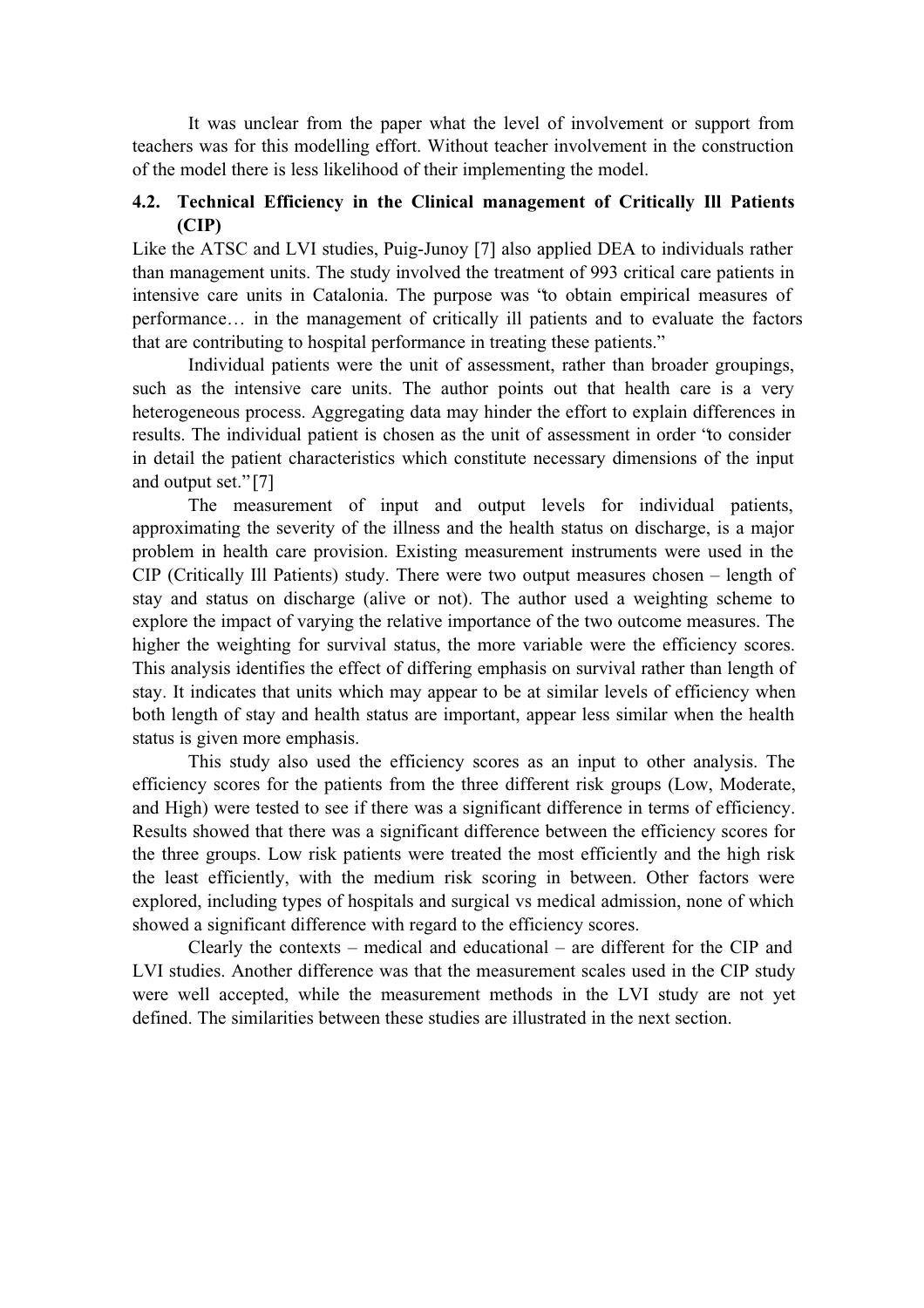It was unclear from the paper what the level of involvement or support from teachers was for this modelling effort. Without teacher involvement in the construction of the model there is less likelihood of their implementing the model.

### 4.2. Technical Efficiency in the Clinical management of Critically Ill Patients (CIP)

Like the ATSC and LVI studies, Puig-Junoy [7] also applied DEA to individuals rather than management units. The study involved the treatment of 993 critical care patients in intensive care units in Catalonia. The purpose was "to obtain empirical measures of performance… in the management of critically ill patients and to evaluate the factors that are contributing to hospital performance in treating these patients."

Individual patients were the unit of assessment, rather than broader groupings, such as the intensive care units. The author points out that health care is a very heterogeneous process. Aggregating data may hinder the effort to explain differences in results. The individual patient is chosen as the unit of assessment in order "to consider in detail the patient characteristics which constitute necessary dimensions of the input and output set." [7]

The measurement of input and output levels for individual patients, approximating the severity of the illness and the health status on discharge, is a major problem in health care provision. Existing measurement instruments were used in the CIP (Critically Ill Patients) study. There were two output measures chosen – length of stay and status on discharge (alive or not). The author used a weighting scheme to explore the impact of varying the relative importance of the two outcome measures. The higher the weighting for survival status, the more variable were the efficiency scores. This analysis identifies the effect of differing emphasis on survival rather than length of stay. It indicates that units which may appear to be at similar levels of efficiency when both length of stay and health status are important, appear less similar when the health status is given more emphasis.

This study also used the efficiency scores as an input to other analysis. The efficiency scores for the patients from the three different risk groups (Low, Moderate, and High) were tested to see if there was a significant difference in terms of efficiency. Results showed that there was a significant difference between the efficiency scores for the three groups. Low risk patients were treated the most efficiently and the high risk the least efficiently, with the medium risk scoring in between. Other factors were explored, including types of hospitals and surgical vs medical admission, none of which showed a significant difference with regard to the efficiency scores.

Clearly the contexts – medical and educational – are different for the CIP and LVI studies. Another difference was that the measurement scales used in the CIP study were well accepted, while the measurement methods in the LVI study are not yet defined. The similarities between these studies are illustrated in the next section.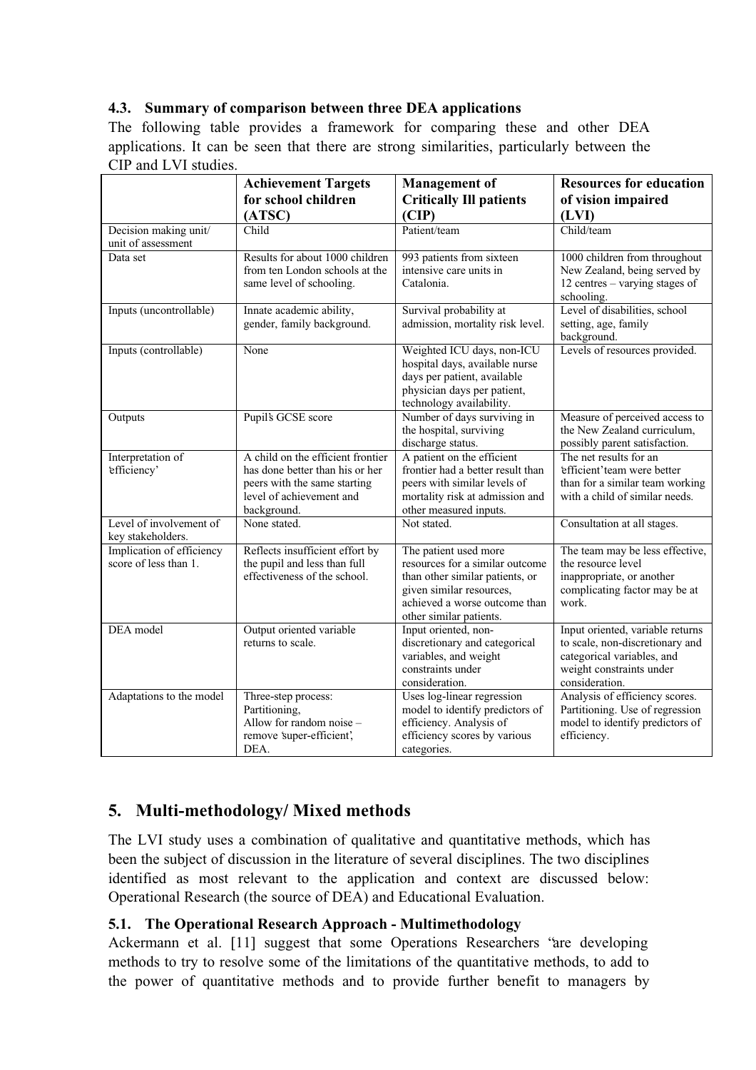### 4.3. Summary of comparison between three DEA applications

The following table provides a framework for comparing these and other DEA applications. It can be seen that there are strong similarities, particularly between the CIP and LVI studies.

| | **Achievement Targets for school children (ATSC)** | **Management of Critically Ill patients (CIP)** | **Resources for education of vision impaired (LVI)** |
|---|---|---|---|
| Decision making unit/ unit of assessment | Child | Patient/team | Child/team |
| Data set | Results for about 1000 children from ten London schools at the same level of schooling. | 993 patients from sixteen intensive care units in Catalonia. | 1000 children from throughout New Zealand, being served by 12 centres – varying stages of schooling. |
| Inputs (uncontrollable) | Innate academic ability, gender, family background. | Survival probability at admission, mortality risk level. | Level of disabilities, school setting, age, family background. |
| Inputs (controllable) | None | Weighted ICU days, non-ICU hospital days, available nurse days per patient, available physician days per patient, technology availability. | Levels of resources provided. |
| Outputs | Pupil's GCSE score | Number of days surviving in the hospital, surviving discharge status. | Measure of perceived access to the New Zealand curriculum, possibly parent satisfaction. |
| Interpretation of 'efficiency' | A child on the efficient frontier has done better than his or her peers with the same starting level of achievement and background. | A patient on the efficient frontier had a better result than peers with similar levels of mortality risk at admission and other measured inputs. | The net results for an 'efficient' team were better than for a similar team working with a child of similar needs. |
| Level of involvement of key stakeholders. | None stated. | Not stated. | Consultation at all stages. |
| Implication of efficiency score of less than 1. | Reflects insufficient effort by the pupil and less than full effectiveness of the school. | The patient used more resources for a similar outcome than other similar patients, or given similar resources, achieved a worse outcome than other similar patients. | The team may be less effective, the resource level inappropriate, or another complicating factor may be at work. |
| DEA model | Output oriented variable returns to scale. | Input oriented, non-discretionary and categorical variables, and weight constraints under consideration. | Input oriented, variable returns to scale, non-discretionary and categorical variables, and weight constraints under consideration. |
| Adaptations to the model | Three-step process: Partitioning, Allow for random noise – remove 'super-efficient', DEA. | Uses log-linear regression model to identify predictors of efficiency. Analysis of efficiency scores by various categories. | Analysis of efficiency scores. Partitioning. Use of regression model to identify predictors of efficiency. |

## 5. Multi-methodology/ Mixed methods

The LVI study uses a combination of qualitative and quantitative methods, which has been the subject of discussion in the literature of several disciplines. The two disciplines identified as most relevant to the application and context are discussed below: Operational Research (the source of DEA) and Educational Evaluation.

### 5.1. The Operational Research Approach - Multimethodology

Ackermann et al. [11] suggest that some Operations Researchers "are developing methods to try to resolve some of the limitations of the quantitative methods, to add to the power of quantitative methods and to provide further benefit to managers by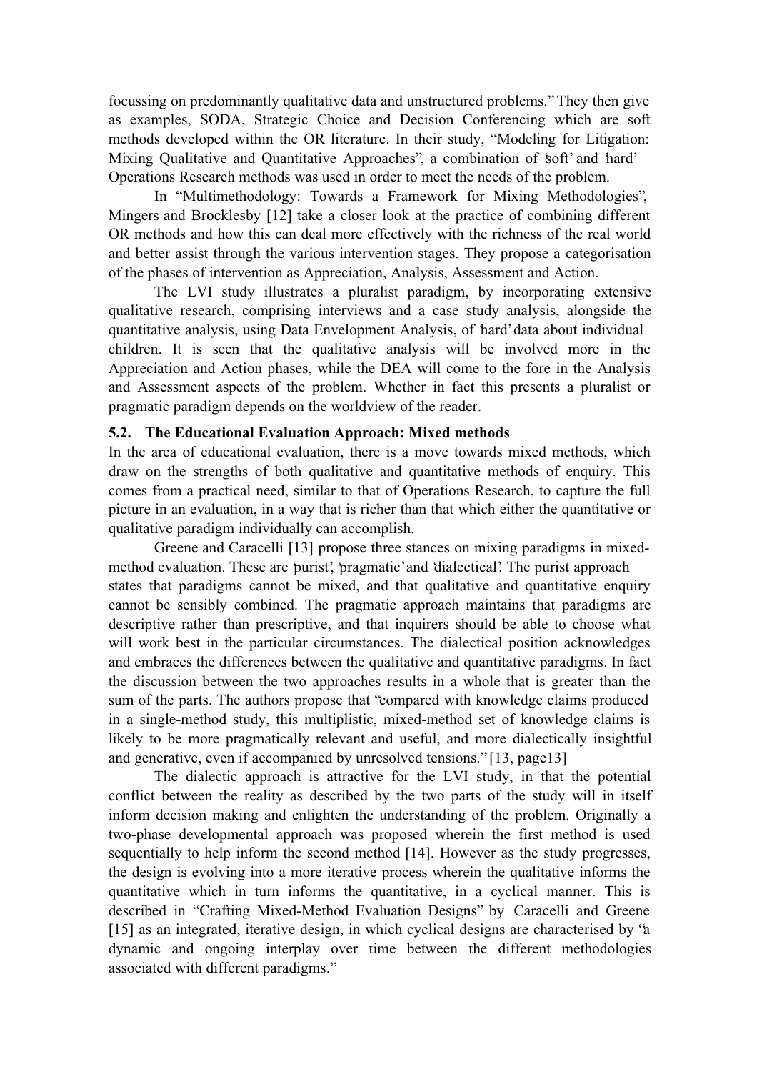focussing on predominantly qualitative data and unstructured problems." They then give as examples, SODA, Strategic Choice and Decision Conferencing which are soft methods developed within the OR literature. In their study, "Modeling for Litigation: Mixing Qualitative and Quantitative Approaches", a combination of 'soft' and 'hard' Operations Research methods was used in order to meet the needs of the problem.

In "Multimethodology: Towards a Framework for Mixing Methodologies", Mingers and Brocklesby [12] take a closer look at the practice of combining different OR methods and how this can deal more effectively with the richness of the real world and better assist through the various intervention stages. They propose a categorisation of the phases of intervention as Appreciation, Analysis, Assessment and Action.

The LVI study illustrates a pluralist paradigm, by incorporating extensive qualitative research, comprising interviews and a case study analysis, alongside the quantitative analysis, using Data Envelopment Analysis, of 'hard' data about individual children. It is seen that the qualitative analysis will be involved more in the Appreciation and Action phases, while the DEA will come to the fore in the Analysis and Assessment aspects of the problem. Whether in fact this presents a pluralist or pragmatic paradigm depends on the worldview of the reader.

### 5.2. The Educational Evaluation Approach: Mixed methods

In the area of educational evaluation, there is a move towards mixed methods, which draw on the strengths of both qualitative and quantitative methods of enquiry. This comes from a practical need, similar to that of Operations Research, to capture the full picture in an evaluation, in a way that is richer than that which either the quantitative or qualitative paradigm individually can accomplish.

Greene and Caracelli [13] propose three stances on mixing paradigms in mixed-method evaluation. These are 'purist', 'pragmatic' and 'dialectical'. The purist approach states that paradigms cannot be mixed, and that qualitative and quantitative enquiry cannot be sensibly combined. The pragmatic approach maintains that paradigms are descriptive rather than prescriptive, and that inquirers should be able to choose what will work best in the particular circumstances. The dialectical position acknowledges and embraces the differences between the qualitative and quantitative paradigms. In fact the discussion between the two approaches results in a whole that is greater than the sum of the parts. The authors propose that "compared with knowledge claims produced in a single-method study, this multiplistic, mixed-method set of knowledge claims is likely to be more pragmatically relevant and useful, and more dialectically insightful and generative, even if accompanied by unresolved tensions." [13, page13]

The dialectic approach is attractive for the LVI study, in that the potential conflict between the reality as described by the two parts of the study will in itself inform decision making and enlighten the understanding of the problem. Originally a two-phase developmental approach was proposed wherein the first method is used sequentially to help inform the second method [14]. However as the study progresses, the design is evolving into a more iterative process wherein the qualitative informs the quantitative which in turn informs the quantitative, in a cyclical manner. This is described in "Crafting Mixed-Method Evaluation Designs" by Caracelli and Greene [15] as an integrated, iterative design, in which cyclical designs are characterised by "a dynamic and ongoing interplay over time between the different methodologies associated with different paradigms."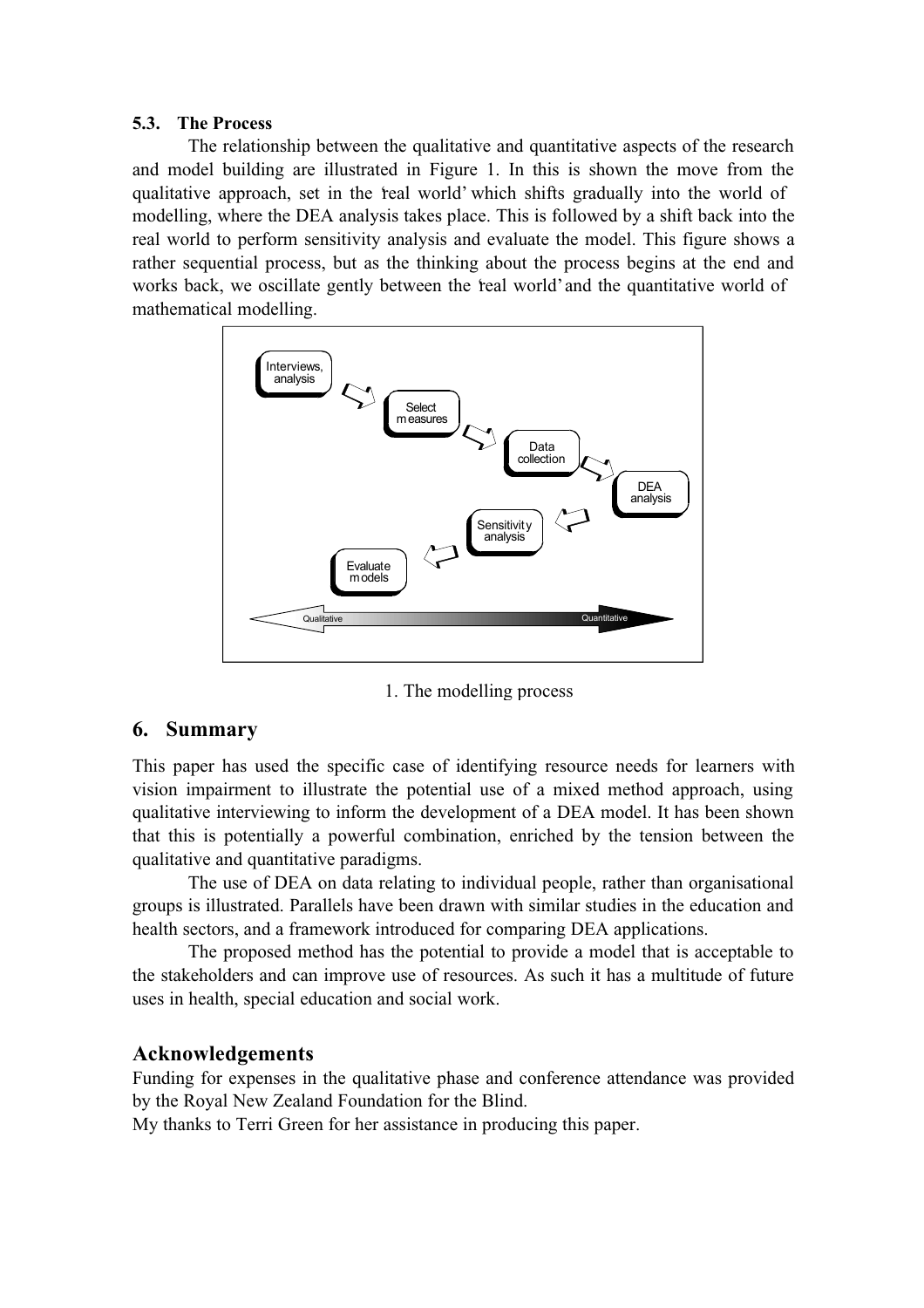### 5.3. The Process

The relationship between the qualitative and quantitative aspects of the research and model building are illustrated in Figure 1. In this is shown the move from the qualitative approach, set in the 'real world' which shifts gradually into the world of modelling, where the DEA analysis takes place. This is followed by a shift back into the real world to perform sensitivity analysis and evaluate the model. This figure shows a rather sequential process, but as the thinking about the process begins at the end and works back, we oscillate gently between the 'real world' and the quantitative world of mathematical modelling.

Interviews, analysis → Select measures → Data collection → DEA analysis → Sensitivity analysis → Evaluate models

Qualitative ↔ Quantitative

1. The modelling process

## 6. Summary

This paper has used the specific case of identifying resource needs for learners with vision impairment to illustrate the potential use of a mixed method approach, using qualitative interviewing to inform the development of a DEA model. It has been shown that this is potentially a powerful combination, enriched by the tension between the qualitative and quantitative paradigms.

The use of DEA on data relating to individual people, rather than organisational groups is illustrated. Parallels have been drawn with similar studies in the education and health sectors, and a framework introduced for comparing DEA applications.

The proposed method has the potential to provide a model that is acceptable to the stakeholders and can improve use of resources. As such it has a multitude of future uses in health, special education and social work.

## Acknowledgements

Funding for expenses in the qualitative phase and conference attendance was provided by the Royal New Zealand Foundation for the Blind.

My thanks to Terri Green for her assistance in producing this paper.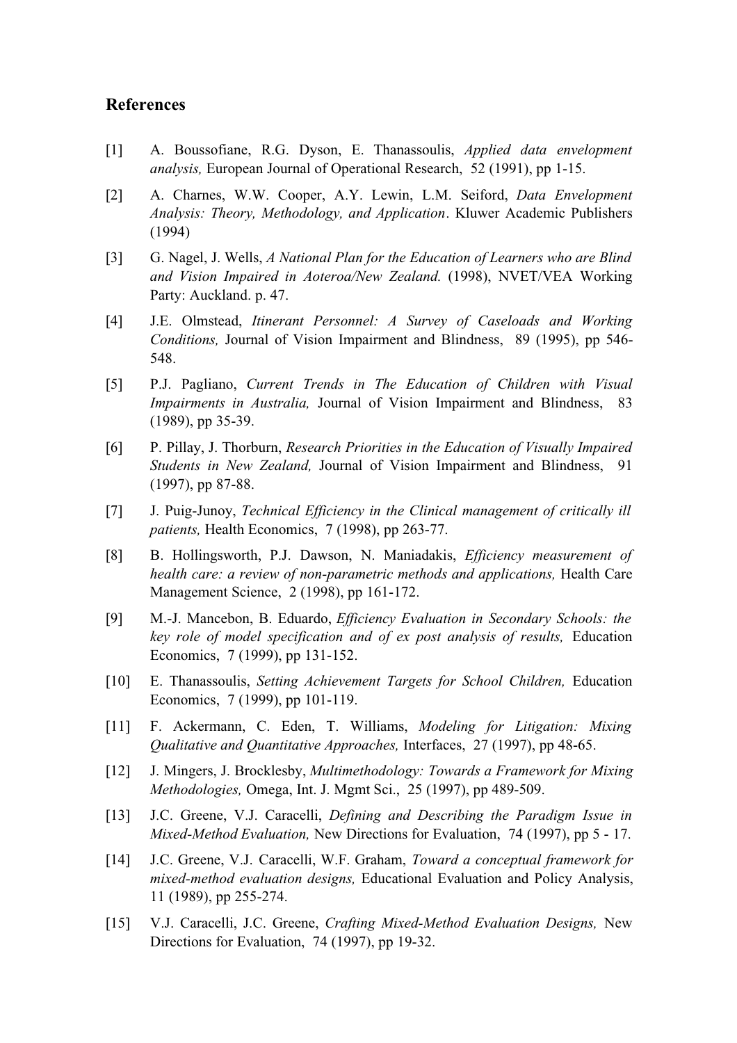## References

[1] A. Boussofiane, R.G. Dyson, E. Thanassoulis, *Applied data envelopment analysis,* European Journal of Operational Research, 52 (1991), pp 1-15.

[2] A. Charnes, W.W. Cooper, A.Y. Lewin, L.M. Seiford, *Data Envelopment Analysis: Theory, Methodology, and Application*. Kluwer Academic Publishers (1994)

[3] G. Nagel, J. Wells, *A National Plan for the Education of Learners who are Blind and Vision Impaired in Aoteroa/New Zealand.* (1998), NVET/VEA Working Party: Auckland. p. 47.

[4] J.E. Olmstead, *Itinerant Personnel: A Survey of Caseloads and Working Conditions,* Journal of Vision Impairment and Blindness, 89 (1995), pp 546-548.

[5] P.J. Pagliano, *Current Trends in The Education of Children with Visual Impairments in Australia,* Journal of Vision Impairment and Blindness, 83 (1989), pp 35-39.

[6] P. Pillay, J. Thorburn, *Research Priorities in the Education of Visually Impaired Students in New Zealand,* Journal of Vision Impairment and Blindness, 91 (1997), pp 87-88.

[7] J. Puig-Junoy, *Technical Efficiency in the Clinical management of critically ill patients,* Health Economics, 7 (1998), pp 263-77.

[8] B. Hollingsworth, P.J. Dawson, N. Maniadakis, *Efficiency measurement of health care: a review of non-parametric methods and applications,* Health Care Management Science, 2 (1998), pp 161-172.

[9] M.-J. Mancebon, B. Eduardo, *Efficiency Evaluation in Secondary Schools: the key role of model specification and of ex post analysis of results,* Education Economics, 7 (1999), pp 131-152.

[10] E. Thanassoulis, *Setting Achievement Targets for School Children,* Education Economics, 7 (1999), pp 101-119.

[11] F. Ackermann, C. Eden, T. Williams, *Modeling for Litigation: Mixing Qualitative and Quantitative Approaches,* Interfaces, 27 (1997), pp 48-65.

[12] J. Mingers, J. Brocklesby, *Multimethodology: Towards a Framework for Mixing Methodologies,* Omega, Int. J. Mgmt Sci., 25 (1997), pp 489-509.

[13] J.C. Greene, V.J. Caracelli, *Defining and Describing the Paradigm Issue in Mixed-Method Evaluation,* New Directions for Evaluation, 74 (1997), pp 5 - 17.

[14] J.C. Greene, V.J. Caracelli, W.F. Graham, *Toward a conceptual framework for mixed-method evaluation designs,* Educational Evaluation and Policy Analysis, 11 (1989), pp 255-274.

[15] V.J. Caracelli, J.C. Greene, *Crafting Mixed-Method Evaluation Designs,* New Directions for Evaluation, 74 (1997), pp 19-32.